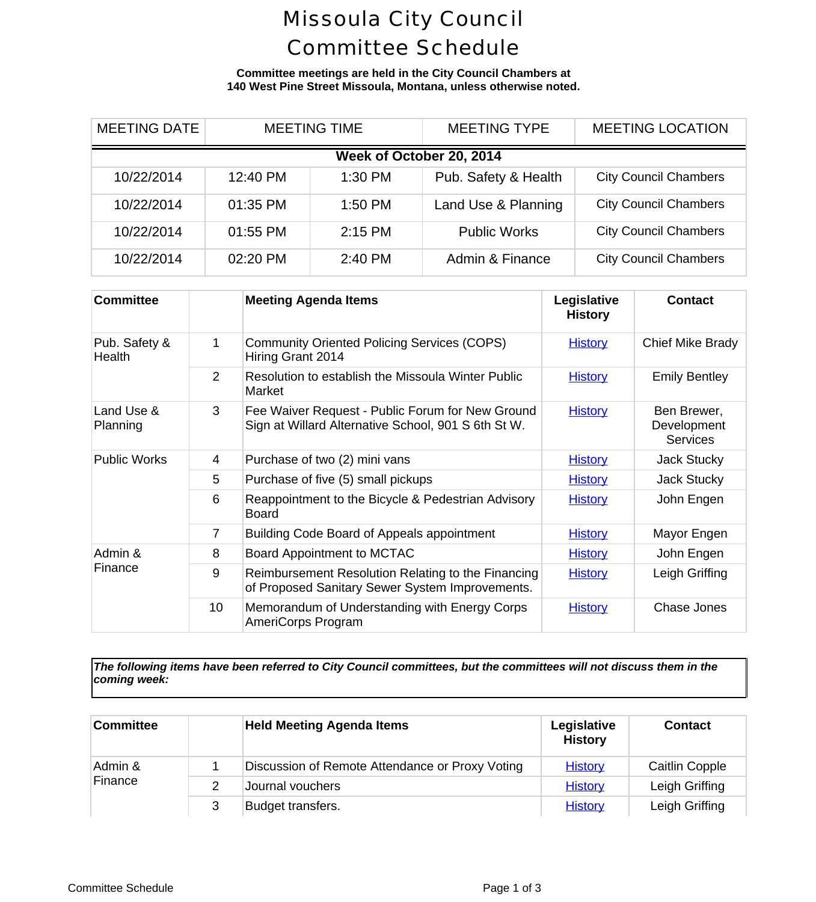# Missoula City Council Committee Schedule

**Committee meetings are held in the City Council Chambers at 140 West Pine Street Missoula, Montana, unless otherwise noted.**

| MEETING DATE | MEETING TIME | | MEETING TYPE | MEETING LOCATION |
|---|---|---|---|---|
| **Week of October 20, 2014** | | | | |
| 10/22/2014 | 12:40 PM | 1:30 PM | Pub. Safety & Health | City Council Chambers |
| 10/22/2014 | 01:35 PM | 1:50 PM | Land Use & Planning | City Council Chambers |
| 10/22/2014 | 01:55 PM | 2:15 PM | Public Works | City Council Chambers |
| 10/22/2014 | 02:20 PM | 2:40 PM | Admin & Finance | City Council Chambers |

| Committee | | Meeting Agenda Items | Legislative History | Contact |
|---|---|---|---|---|
| Pub. Safety & Health | 1 | Community Oriented Policing Services (COPS) Hiring Grant 2014 | History | Chief Mike Brady |
| | 2 | Resolution to establish the Missoula Winter Public Market | History | Emily Bentley |
| Land Use & Planning | 3 | Fee Waiver Request - Public Forum for New Ground Sign at Willard Alternative School, 901 S 6th St W. | History | Ben Brewer, Development Services |
| Public Works | 4 | Purchase of two (2) mini vans | History | Jack Stucky |
| | 5 | Purchase of five (5) small pickups | History | Jack Stucky |
| | 6 | Reappointment to the Bicycle & Pedestrian Advisory Board | History | John Engen |
| | 7 | Building Code Board of Appeals appointment | History | Mayor Engen |
| Admin & Finance | 8 | Board Appointment to MCTAC | History | John Engen |
| | 9 | Reimbursement Resolution Relating to the Financing of Proposed Sanitary Sewer System Improvements. | History | Leigh Griffing |
| | 10 | Memorandum of Understanding with Energy Corps AmeriCorps Program | History | Chase Jones |

***The following items have been referred to City Council committees, but the committees will not discuss them in the coming week:***

| Committee | | Held Meeting Agenda Items | Legislative History | Contact |
|---|---|---|---|---|
| Admin & Finance | 1 | Discussion of Remote Attendance or Proxy Voting | History | Caitlin Copple |
| | 2 | Journal vouchers | History | Leigh Griffing |
| | 3 | Budget transfers. | History | Leigh Griffing |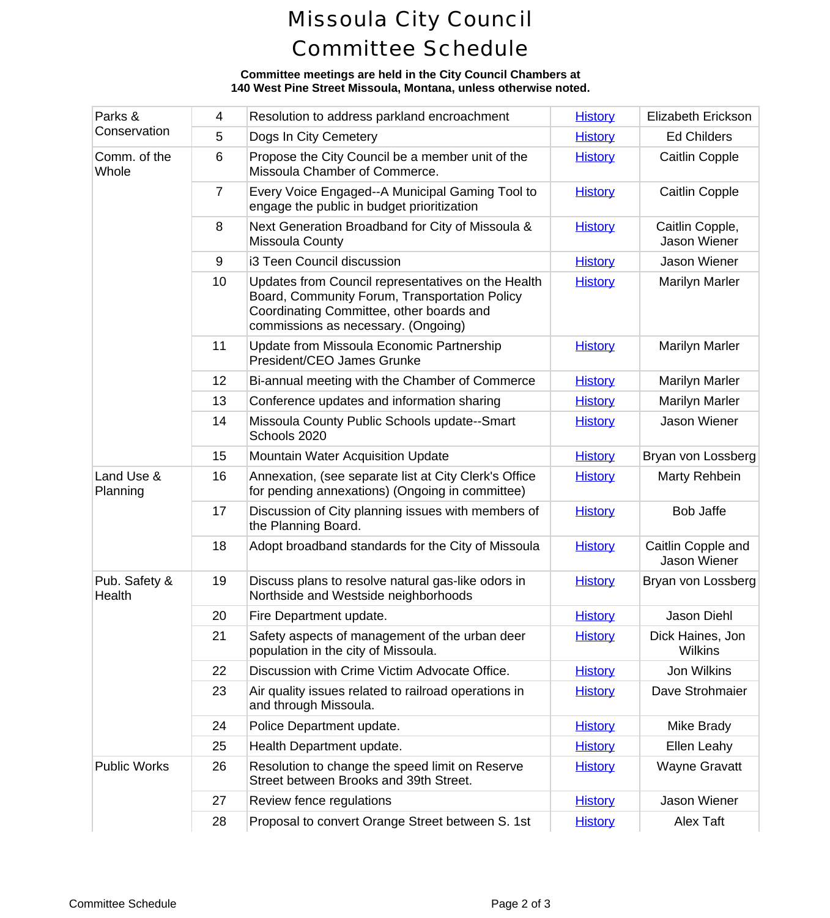# Missoula City Council Committee Schedule

**Committee meetings are held in the City Council Chambers at 140 West Pine Street Missoula, Montana, unless otherwise noted.**

| Committee | No. | Item | History | Sponsor |
|---|---|---|---|---|
| Parks & Conservation | 4 | Resolution to address parkland encroachment | History | Elizabeth Erickson |
| | 5 | Dogs In City Cemetery | History | Ed Childers |
| Comm. of the Whole | 6 | Propose the City Council be a member unit of the Missoula Chamber of Commerce. | History | Caitlin Copple |
| | 7 | Every Voice Engaged--A Municipal Gaming Tool to engage the public in budget prioritization | History | Caitlin Copple |
| | 8 | Next Generation Broadband for City of Missoula & Missoula County | History | Caitlin Copple, Jason Wiener |
| | 9 | i3 Teen Council discussion | History | Jason Wiener |
| | 10 | Updates from Council representatives on the Health Board, Community Forum, Transportation Policy Coordinating Committee, other boards and commissions as necessary. (Ongoing) | History | Marilyn Marler |
| | 11 | Update from Missoula Economic Partnership President/CEO James Grunke | History | Marilyn Marler |
| | 12 | Bi-annual meeting with the Chamber of Commerce | History | Marilyn Marler |
| | 13 | Conference updates and information sharing | History | Marilyn Marler |
| | 14 | Missoula County Public Schools update--Smart Schools 2020 | History | Jason Wiener |
| | 15 | Mountain Water Acquisition Update | History | Bryan von Lossberg |
| Land Use & Planning | 16 | Annexation, (see separate list at City Clerk's Office for pending annexations) (Ongoing in committee) | History | Marty Rehbein |
| | 17 | Discussion of City planning issues with members of the Planning Board. | History | Bob Jaffe |
| | 18 | Adopt broadband standards for the City of Missoula | History | Caitlin Copple and Jason Wiener |
| Pub. Safety & Health | 19 | Discuss plans to resolve natural gas-like odors in Northside and Westside neighborhoods | History | Bryan von Lossberg |
| | 20 | Fire Department update. | History | Jason Diehl |
| | 21 | Safety aspects of management of the urban deer population in the city of Missoula. | History | Dick Haines, Jon Wilkins |
| | 22 | Discussion with Crime Victim Advocate Office. | History | Jon Wilkins |
| | 23 | Air quality issues related to railroad operations in and through Missoula. | History | Dave Strohmaier |
| | 24 | Police Department update. | History | Mike Brady |
| | 25 | Health Department update. | History | Ellen Leahy |
| Public Works | 26 | Resolution to change the speed limit on Reserve Street between Brooks and 39th Street. | History | Wayne Gravatt |
| | 27 | Review fence regulations | History | Jason Wiener |
| | 28 | Proposal to convert Orange Street between S. 1st | History | Alex Taft |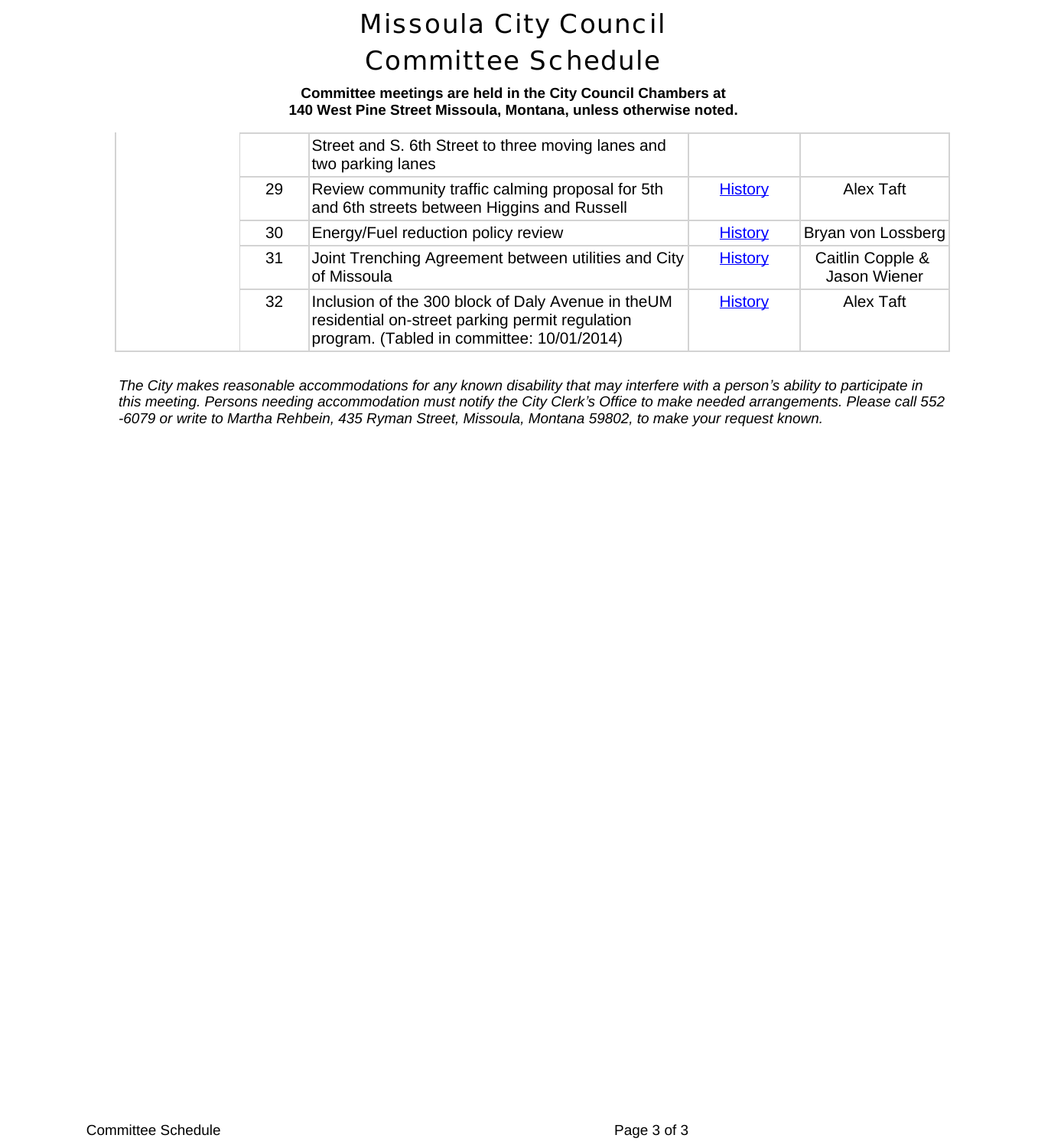# Missoula City Council Committee Schedule

**Committee meetings are held in the City Council Chambers at 140 West Pine Street Missoula, Montana, unless otherwise noted.**

| | | | | |
|---|---|---|---|---|
| | | Street and S. 6th Street to three moving lanes and two parking lanes | | |
| | 29 | Review community traffic calming proposal for 5th and 6th streets between Higgins and Russell | History | Alex Taft |
| | 30 | Energy/Fuel reduction policy review | History | Bryan von Lossberg |
| | 31 | Joint Trenching Agreement between utilities and City of Missoula | History | Caitlin Copple & Jason Wiener |
| | 32 | Inclusion of the 300 block of Daly Avenue in theUM residential on-street parking permit regulation program. (Tabled in committee: 10/01/2014) | History | Alex Taft |

*The City makes reasonable accommodations for any known disability that may interfere with a person's ability to participate in this meeting. Persons needing accommodation must notify the City Clerk's Office to make needed arrangements. Please call 552-6079 or write to Martha Rehbein, 435 Ryman Street, Missoula, Montana 59802, to make your request known.*